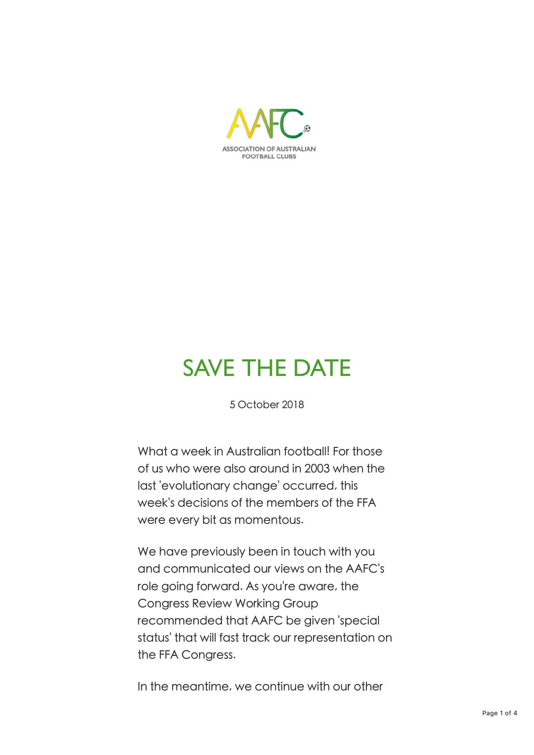AAFC

ASSOCIATION OF AUSTRALIAN FOOTBALL CLUBS

# SAVE THE DATE

5 October 2018

What a week in Australian football! For those of us who were also around in 2003 when the last 'evolutionary change' occurred, this week's decisions of the members of the FFA were every bit as momentous.

We have previously been in touch with you and communicated our views on the AAFC's role going forward. As you're aware, the Congress Review Working Group recommended that AAFC be given 'special status' that will fast track our representation on the FFA Congress.

In the meantime, we continue with our other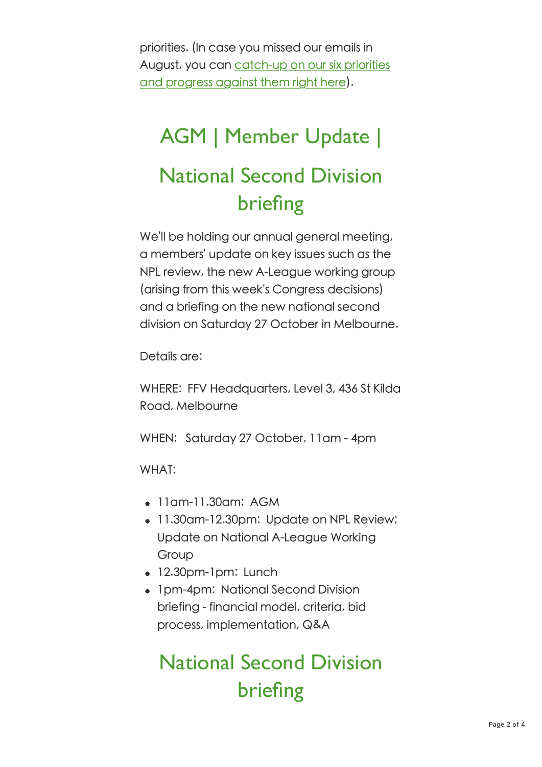priorities. (In case you missed our emails in August, you can [catch-up on our six priorities and progress against them right here](#)).

## AGM | Member Update | National Second Division briefing

We'll be holding our annual general meeting, a members' update on key issues such as the NPL review, the new A-League working group (arising from this week's Congress decisions) and a briefing on the new national second division on Saturday 27 October in Melbourne.

Details are:

WHERE: FFV Headquarters, Level 3, 436 St Kilda Road, Melbourne

WHEN: Saturday 27 October, 11am - 4pm

WHAT:

- 11am-11.30am: AGM
- 11.30am-12.30pm: Update on NPL Review; Update on National A-League Working Group
- 12.30pm-1pm: Lunch
- 1pm-4pm: National Second Division briefing - financial model, criteria, bid process, implementation, Q&A

## National Second Division briefing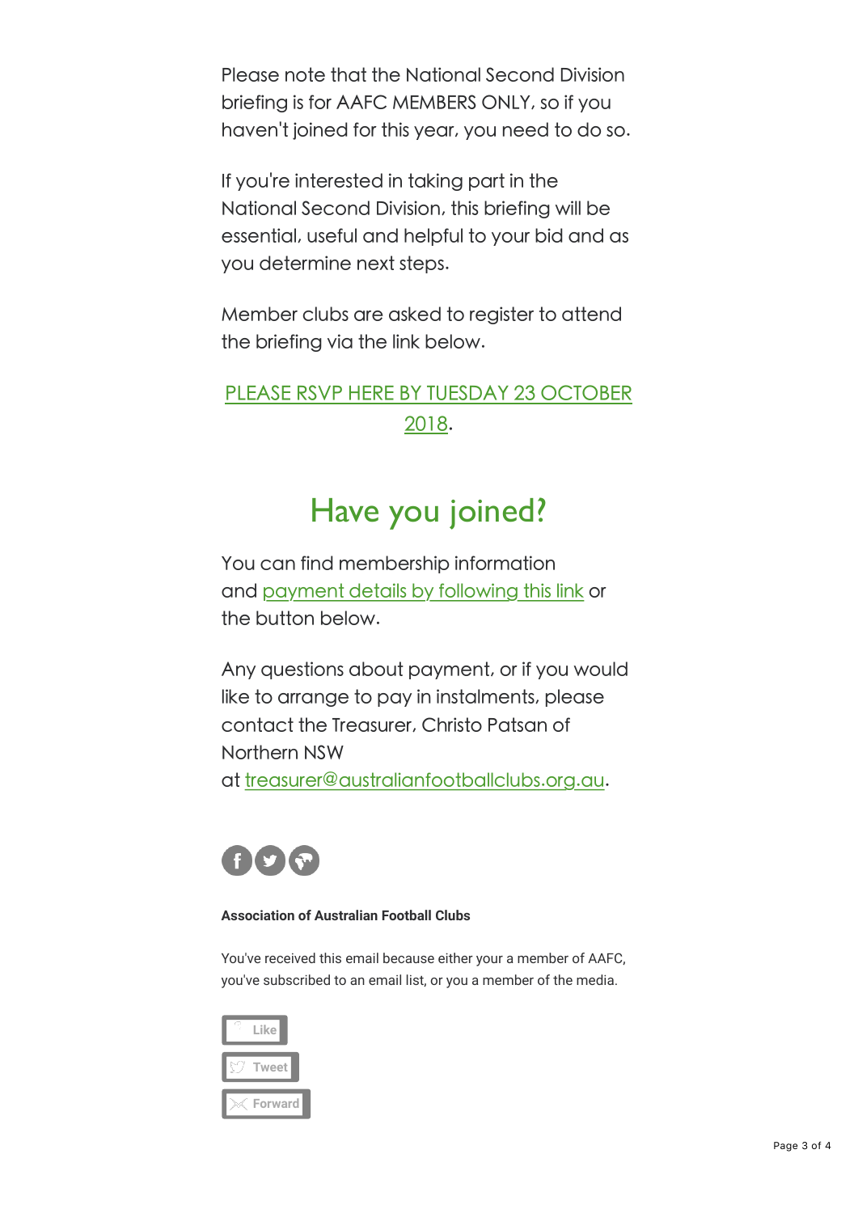Please note that the National Second Division briefing is for AAFC MEMBERS ONLY, so if you haven't joined for this year, you need to do so.

If you're interested in taking part in the National Second Division, this briefing will be essential, useful and helpful to your bid and as you determine next steps.

Member clubs are asked to register to attend the briefing via the link below.

PLEASE RSVP HERE BY TUESDAY 23 OCTOBER 2018.

## Have you joined?

You can find membership information and payment details by following this link or the button below.

Any questions about payment, or if you would like to arrange to pay in instalments, please contact the Treasurer, Christo Patsan of Northern NSW at treasurer@australianfootballclubs.org.au.

**Association of Australian Football Clubs**

You've received this email because either your a member of AAFC, you've subscribed to an email list, or you a member of the media.

Like

Tweet

Forward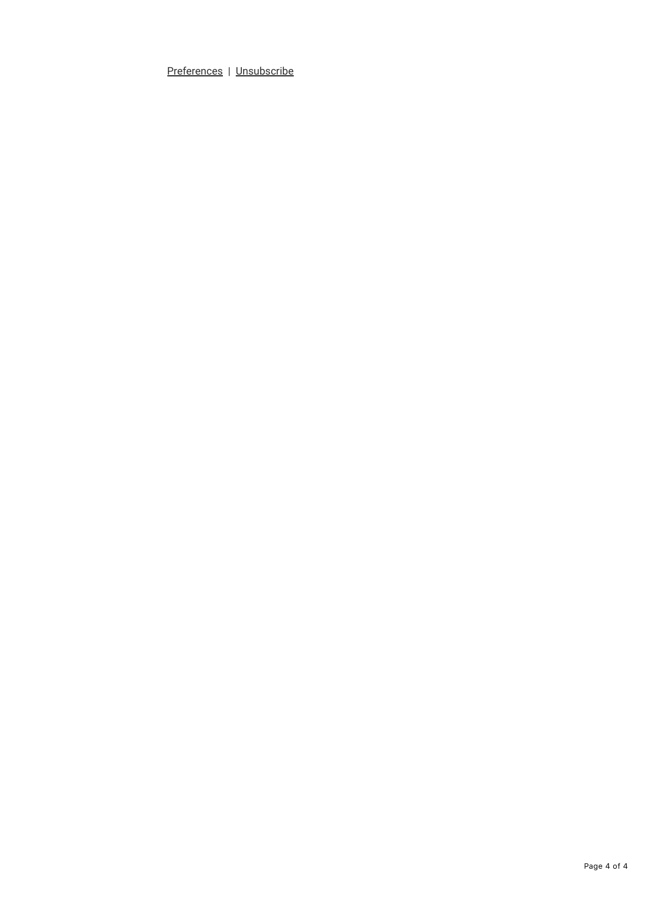Preferences | Unsubscribe